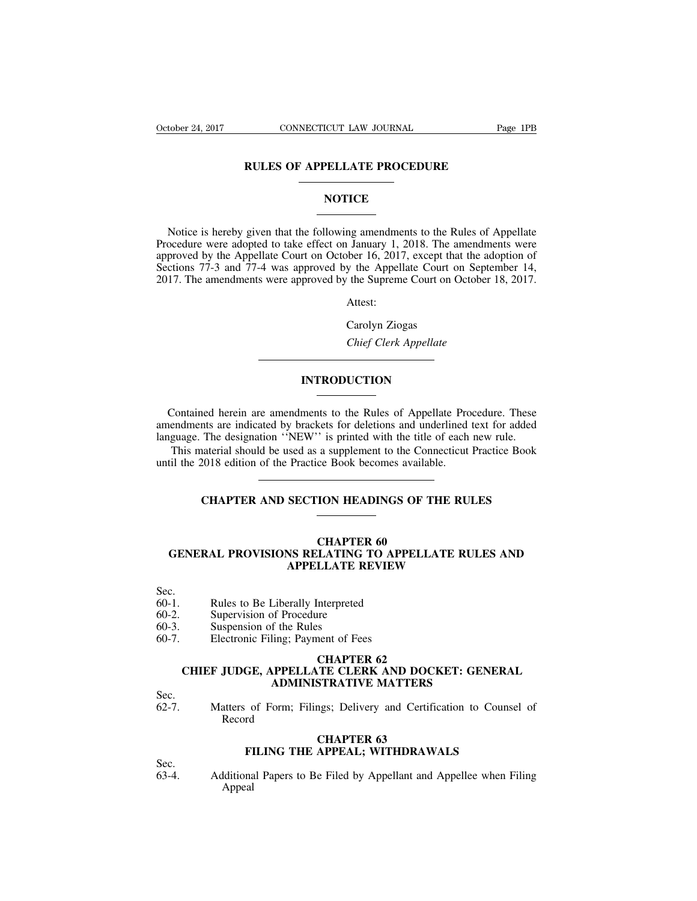# RULES OF APPELLATE PROCEDURE

## NOTICE

Notice is hereby given that the following amendments to the Rules of Appellate Procedure were adopted to take effect on January 1, 2018. The amendments were approved by the Appellate Court on October 16, 2017, except that the adoption of Sections 77-3 and 77-4 was approved by the Appellate Court on September 14, 2017. The amendments were approved by the Supreme Court on October 18, 2017.

Attest:

Carolyn Ziogas

*Chief Clerk Appellate*

## INTRODUCTION

Contained herein are amendments to the Rules of Appellate Procedure. These amendments are indicated by brackets for deletions and underlined text for added language. The designation ''NEW'' is printed with the title of each new rule.

This material should be used as a supplement to the Connecticut Practice Book until the 2018 edition of the Practice Book becomes available.

## CHAPTER AND SECTION HEADINGS OF THE RULES

### CHAPTER 60
### GENERAL PROVISIONS RELATING TO APPELLATE RULES AND APPELLATE REVIEW

Sec.
60-1. Rules to Be Liberally Interpreted
60-2. Supervision of Procedure
60-3. Suspension of the Rules
60-7. Electronic Filing; Payment of Fees

### CHAPTER 62
### CHIEF JUDGE, APPELLATE CLERK AND DOCKET: GENERAL ADMINISTRATIVE MATTERS

Sec.
62-7. Matters of Form; Filings; Delivery and Certification to Counsel of Record

### CHAPTER 63
### FILING THE APPEAL; WITHDRAWALS

Sec.
63-4. Additional Papers to Be Filed by Appellant and Appellee when Filing Appeal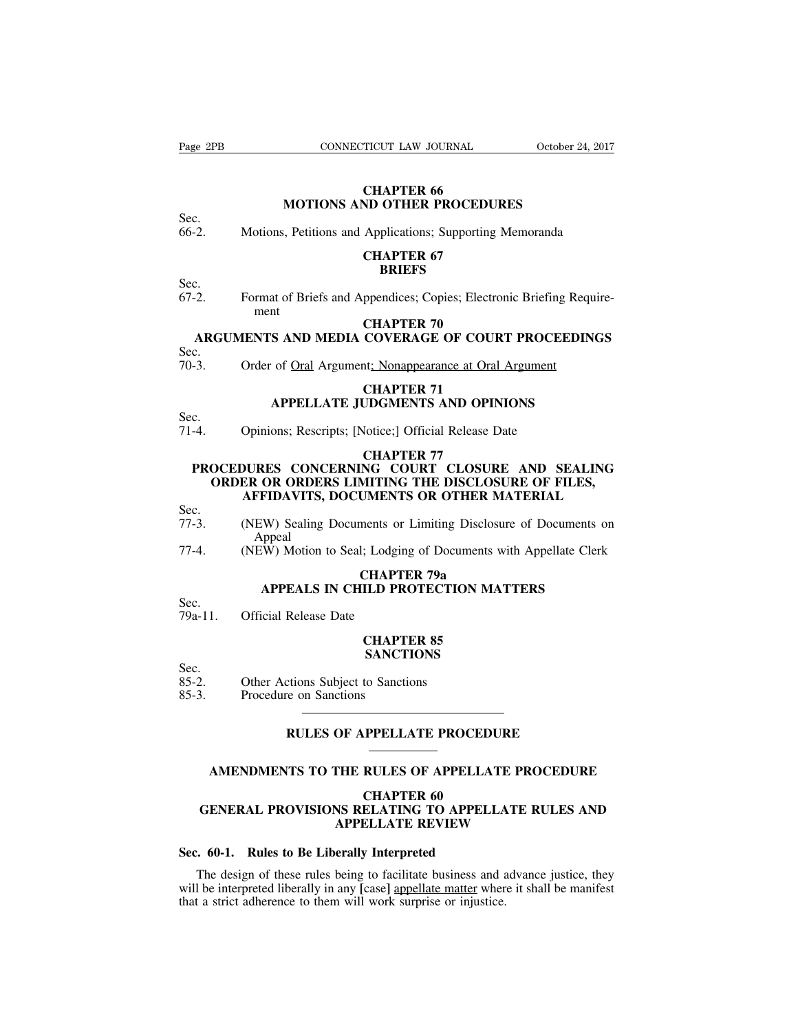**CHAPTER 66**
**MOTIONS AND OTHER PROCEDURES**

Sec.
66-2. Motions, Petitions and Applications; Supporting Memoranda

**CHAPTER 67**
**BRIEFS**

Sec.
67-2. Format of Briefs and Appendices; Copies; Electronic Briefing Requirement

**CHAPTER 70**
**ARGUMENTS AND MEDIA COVERAGE OF COURT PROCEEDINGS**

Sec.
70-3. Order of <u>Oral</u> Argument<u>; Nonappearance at Oral Argument</u>

**CHAPTER 71**
**APPELLATE JUDGMENTS AND OPINIONS**

Sec.
71-4. Opinions; Rescripts; [Notice;] Official Release Date

**CHAPTER 77**
**PROCEDURES CONCERNING COURT CLOSURE AND SEALING ORDER OR ORDERS LIMITING THE DISCLOSURE OF FILES, AFFIDAVITS, DOCUMENTS OR OTHER MATERIAL**

Sec.
77-3. (NEW) Sealing Documents or Limiting Disclosure of Documents on Appeal
77-4. (NEW) Motion to Seal; Lodging of Documents with Appellate Clerk

**CHAPTER 79a**
**APPEALS IN CHILD PROTECTION MATTERS**

Sec.
79a-11. Official Release Date

**CHAPTER 85**
**SANCTIONS**

Sec.
85-2. Other Actions Subject to Sanctions
85-3. Procedure on Sanctions

---

## RULES OF APPELLATE PROCEDURE

---

## AMENDMENTS TO THE RULES OF APPELLATE PROCEDURE

### CHAPTER 60
### GENERAL PROVISIONS RELATING TO APPELLATE RULES AND APPELLATE REVIEW

**Sec. 60-1. Rules to Be Liberally Interpreted**

The design of these rules being to facilitate business and advance justice, they will be interpreted liberally in any **[**case**]** <u>appellate matter</u> where it shall be manifest that a strict adherence to them will work surprise or injustice.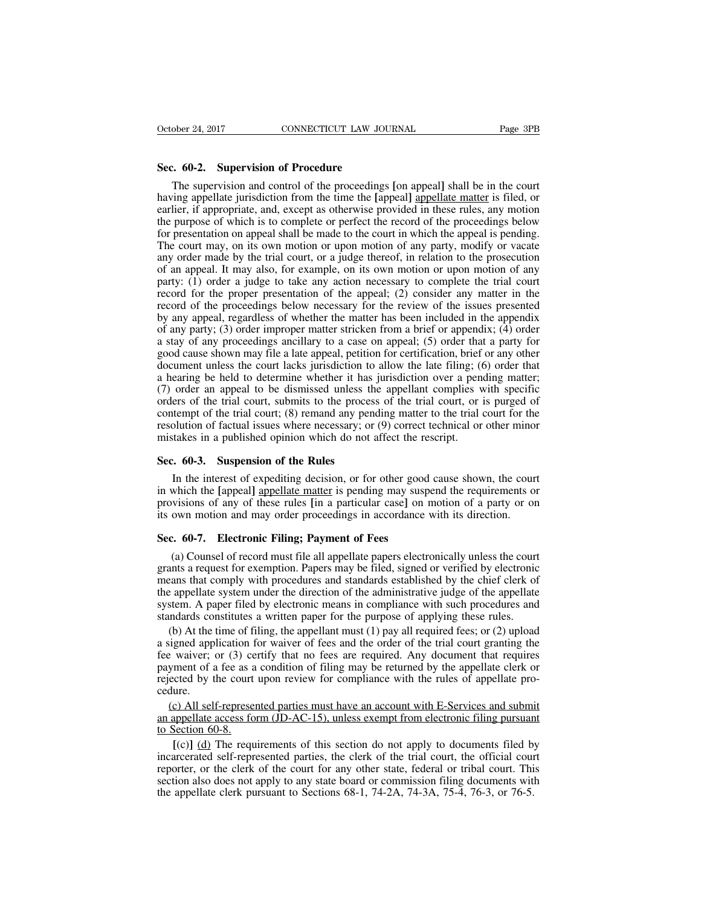**Sec. 60-2. Supervision of Procedure**

The supervision and control of the proceedings [on appeal] shall be in the court having appellate jurisdiction from the time the [appeal] appellate matter is filed, or earlier, if appropriate, and, except as otherwise provided in these rules, any motion the purpose of which is to complete or perfect the record of the proceedings below for presentation on appeal shall be made to the court in which the appeal is pending. The court may, on its own motion or upon motion of any party, modify or vacate any order made by the trial court, or a judge thereof, in relation to the prosecution of an appeal. It may also, for example, on its own motion or upon motion of any party: (1) order a judge to take any action necessary to complete the trial court record for the proper presentation of the appeal; (2) consider any matter in the record of the proceedings below necessary for the review of the issues presented by any appeal, regardless of whether the matter has been included in the appendix of any party; (3) order improper matter stricken from a brief or appendix; (4) order a stay of any proceedings ancillary to a case on appeal; (5) order that a party for good cause shown may file a late appeal, petition for certification, brief or any other document unless the court lacks jurisdiction to allow the late filing; (6) order that a hearing be held to determine whether it has jurisdiction over a pending matter; (7) order an appeal to be dismissed unless the appellant complies with specific orders of the trial court, submits to the process of the trial court, or is purged of contempt of the trial court; (8) remand any pending matter to the trial court for the resolution of factual issues where necessary; or (9) correct technical or other minor mistakes in a published opinion which do not affect the rescript.

**Sec. 60-3. Suspension of the Rules**

In the interest of expediting decision, or for other good cause shown, the court in which the [appeal] appellate matter is pending may suspend the requirements or provisions of any of these rules [in a particular case] on motion of a party or on its own motion and may order proceedings in accordance with its direction.

**Sec. 60-7. Electronic Filing; Payment of Fees**

(a) Counsel of record must file all appellate papers electronically unless the court grants a request for exemption. Papers may be filed, signed or verified by electronic means that comply with procedures and standards established by the chief clerk of the appellate system under the direction of the administrative judge of the appellate system. A paper filed by electronic means in compliance with such procedures and standards constitutes a written paper for the purpose of applying these rules.

(b) At the time of filing, the appellant must (1) pay all required fees; or (2) upload a signed application for waiver of fees and the order of the trial court granting the fee waiver; or (3) certify that no fees are required. Any document that requires payment of a fee as a condition of filing may be returned by the appellate clerk or rejected by the court upon review for compliance with the rules of appellate procedure.

(c) All self-represented parties must have an account with E-Services and submit an appellate access form (JD-AC-15), unless exempt from electronic filing pursuant to Section 60-8.

[(c)] (d) The requirements of this section do not apply to documents filed by incarcerated self-represented parties, the clerk of the trial court, the official court reporter, or the clerk of the court for any other state, federal or tribal court. This section also does not apply to any state board or commission filing documents with the appellate clerk pursuant to Sections 68-1, 74-2A, 74-3A, 75-4, 76-3, or 76-5.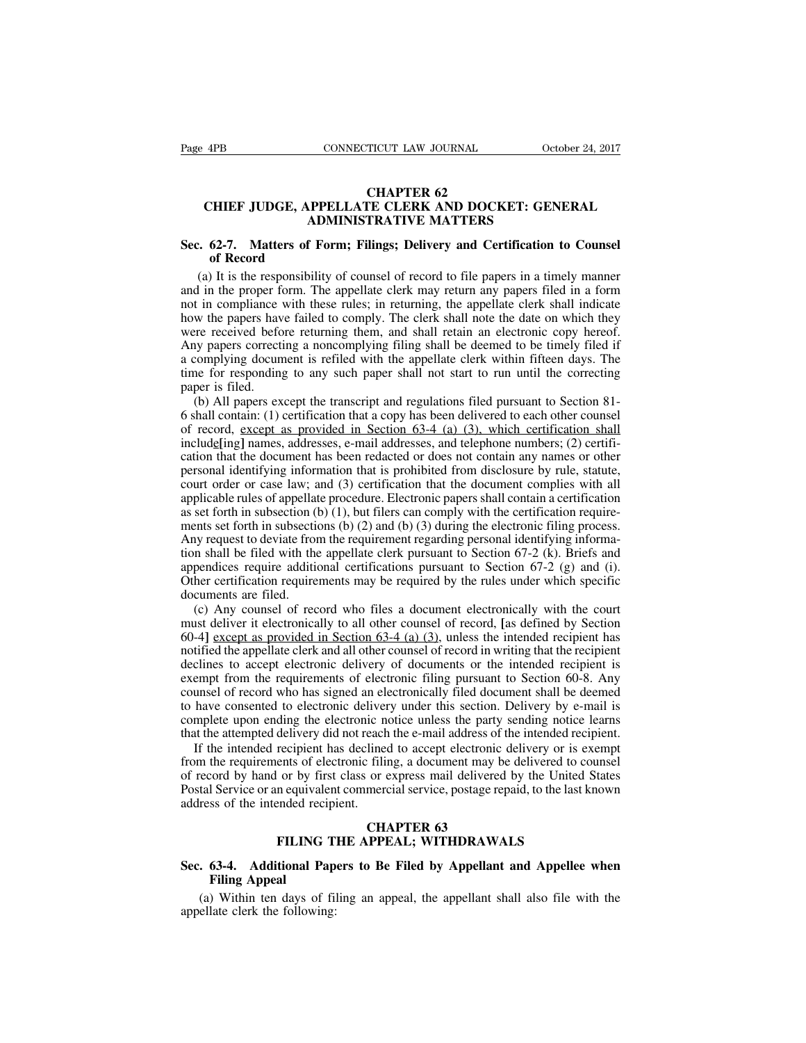# CHAPTER 62
# CHIEF JUDGE, APPELLATE CLERK AND DOCKET: GENERAL ADMINISTRATIVE MATTERS

## Sec. 62-7. Matters of Form; Filings; Delivery and Certification to Counsel of Record

(a) It is the responsibility of counsel of record to file papers in a timely manner and in the proper form. The appellate clerk may return any papers filed in a form not in compliance with these rules; in returning, the appellate clerk shall indicate how the papers have failed to comply. The clerk shall note the date on which they were received before returning them, and shall retain an electronic copy hereof. Any papers correcting a noncomplying filing shall be deemed to be timely filed if a complying document is refiled with the appellate clerk within fifteen days. The time for responding to any such paper shall not start to run until the correcting paper is filed.

(b) All papers except the transcript and regulations filed pursuant to Section 81-6 shall contain: (1) certification that a copy has been delivered to each other counsel of record, <u>except as provided in Section 63-4 (a) (3), which certification shall</u> includ<u>e</u>[ing] names, addresses, e-mail addresses, and telephone numbers; (2) certification that the document has been redacted or does not contain any names or other personal identifying information that is prohibited from disclosure by rule, statute, court order or case law; and (3) certification that the document complies with all applicable rules of appellate procedure. Electronic papers shall contain a certification as set forth in subsection (b) (1), but filers can comply with the certification requirements set forth in subsections (b) (2) and (b) (3) during the electronic filing process. Any request to deviate from the requirement regarding personal identifying information shall be filed with the appellate clerk pursuant to Section 67-2 (k). Briefs and appendices require additional certifications pursuant to Section 67-2 (g) and (i). Other certification requirements may be required by the rules under which specific documents are filed.

(c) Any counsel of record who files a document electronically with the court must deliver it electronically to all other counsel of record, [as defined by Section 60-4] <u>except as provided in Section 63-4 (a) (3)</u>, unless the intended recipient has notified the appellate clerk and all other counsel of record in writing that the recipient declines to accept electronic delivery of documents or the intended recipient is exempt from the requirements of electronic filing pursuant to Section 60-8. Any counsel of record who has signed an electronically filed document shall be deemed to have consented to electronic delivery under this section. Delivery by e-mail is complete upon ending the electronic notice unless the party sending notice learns that the attempted delivery did not reach the e-mail address of the intended recipient.

If the intended recipient has declined to accept electronic delivery or is exempt from the requirements of electronic filing, a document may be delivered to counsel of record by hand or by first class or express mail delivered by the United States Postal Service or an equivalent commercial service, postage repaid, to the last known address of the intended recipient.

# CHAPTER 63
# FILING THE APPEAL; WITHDRAWALS

## Sec. 63-4. Additional Papers to Be Filed by Appellant and Appellee when Filing Appeal

(a) Within ten days of filing an appeal, the appellant shall also file with the appellate clerk the following: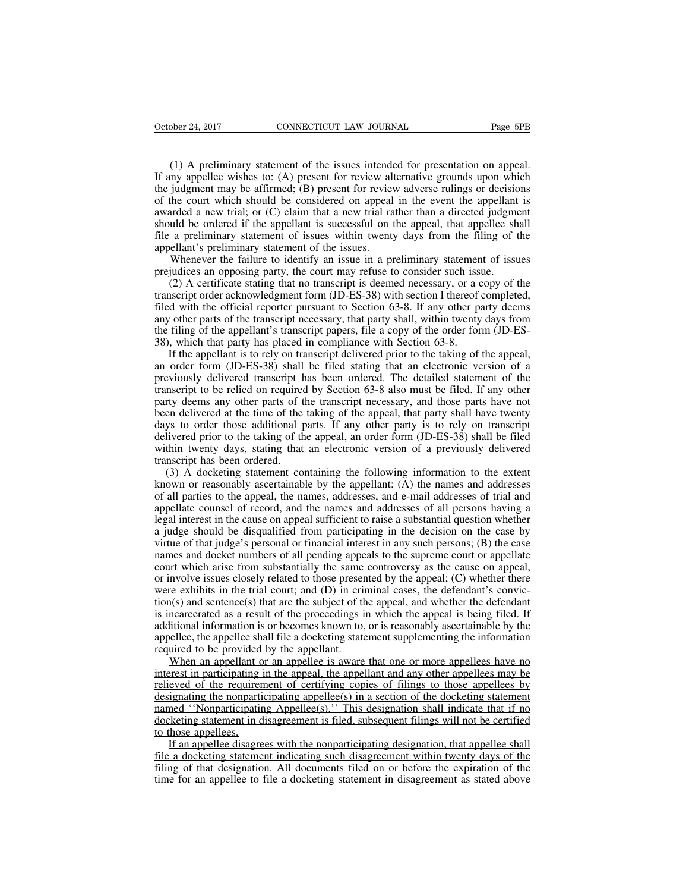(1) A preliminary statement of the issues intended for presentation on appeal. If any appellee wishes to: (A) present for review alternative grounds upon which the judgment may be affirmed; (B) present for review adverse rulings or decisions of the court which should be considered on appeal in the event the appellant is awarded a new trial; or (C) claim that a new trial rather than a directed judgment should be ordered if the appellant is successful on the appeal, that appellee shall file a preliminary statement of issues within twenty days from the filing of the appellant's preliminary statement of the issues.

Whenever the failure to identify an issue in a preliminary statement of issues prejudices an opposing party, the court may refuse to consider such issue.

(2) A certificate stating that no transcript is deemed necessary, or a copy of the transcript order acknowledgment form (JD-ES-38) with section I thereof completed, filed with the official reporter pursuant to Section 63-8. If any other party deems any other parts of the transcript necessary, that party shall, within twenty days from the filing of the appellant's transcript papers, file a copy of the order form (JD-ES-38), which that party has placed in compliance with Section 63-8.

If the appellant is to rely on transcript delivered prior to the taking of the appeal, an order form (JD-ES-38) shall be filed stating that an electronic version of a previously delivered transcript has been ordered. The detailed statement of the transcript to be relied on required by Section 63-8 also must be filed. If any other party deems any other parts of the transcript necessary, and those parts have not been delivered at the time of the taking of the appeal, that party shall have twenty days to order those additional parts. If any other party is to rely on transcript delivered prior to the taking of the appeal, an order form (JD-ES-38) shall be filed within twenty days, stating that an electronic version of a previously delivered transcript has been ordered.

(3) A docketing statement containing the following information to the extent known or reasonably ascertainable by the appellant: (A) the names and addresses of all parties to the appeal, the names, addresses, and e-mail addresses of trial and appellate counsel of record, and the names and addresses of all persons having a legal interest in the cause on appeal sufficient to raise a substantial question whether a judge should be disqualified from participating in the decision on the case by virtue of that judge's personal or financial interest in any such persons; (B) the case names and docket numbers of all pending appeals to the supreme court or appellate court which arise from substantially the same controversy as the cause on appeal, or involve issues closely related to those presented by the appeal; (C) whether there were exhibits in the trial court; and (D) in criminal cases, the defendant's conviction(s) and sentence(s) that are the subject of the appeal, and whether the defendant is incarcerated as a result of the proceedings in which the appeal is being filed. If additional information is or becomes known to, or is reasonably ascertainable by the appellee, the appellee shall file a docketing statement supplementing the information required to be provided by the appellant.

<u>When an appellant or an appellee is aware that one or more appellees have no interest in participating in the appeal, the appellant and any other appellees may be relieved of the requirement of certifying copies of filings to those appellees by designating the nonparticipating appellee(s) in a section of the docketing statement named ''Nonparticipating Appellee(s).'' This designation shall indicate that if no docketing statement in disagreement is filed, subsequent filings will not be certified to those appellees.</u>

<u>If an appellee disagrees with the nonparticipating designation, that appellee shall file a docketing statement indicating such disagreement within twenty days of the filing of that designation. All documents filed on or before the expiration of the time for an appellee to file a docketing statement in disagreement as stated above</u>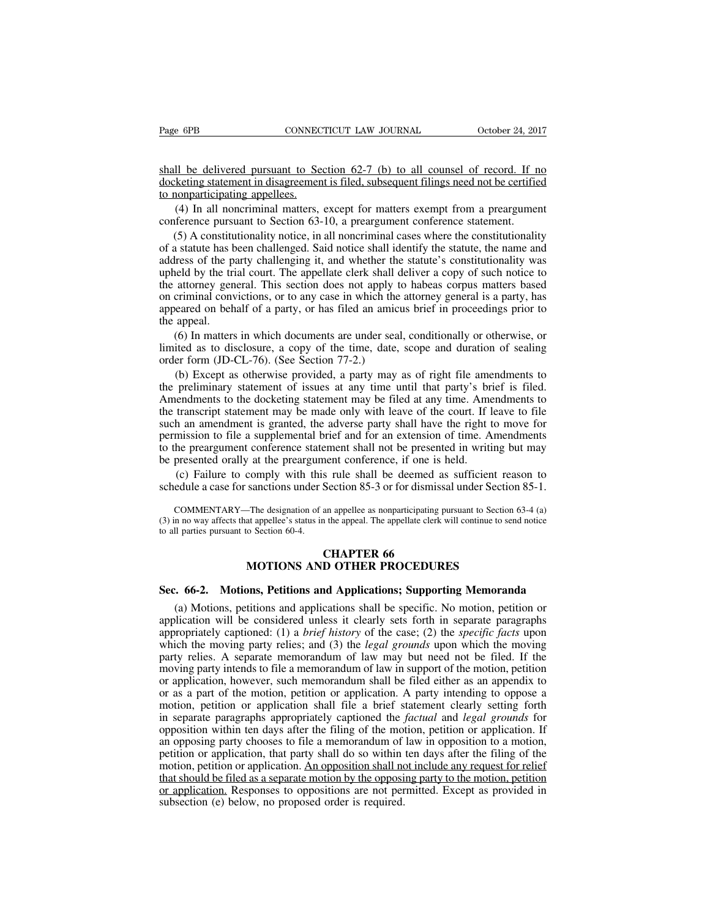<u>shall be delivered pursuant to Section 62-7 (b) to all counsel of record. If no docketing statement in disagreement is filed, subsequent filings need not be certified to nonparticipating appellees.</u>

(4) In all noncriminal matters, except for matters exempt from a preargument conference pursuant to Section 63-10, a preargument conference statement.

(5) A constitutionality notice, in all noncriminal cases where the constitutionality of a statute has been challenged. Said notice shall identify the statute, the name and address of the party challenging it, and whether the statute's constitutionality was upheld by the trial court. The appellate clerk shall deliver a copy of such notice to the attorney general. This section does not apply to habeas corpus matters based on criminal convictions, or to any case in which the attorney general is a party, has appeared on behalf of a party, or has filed an amicus brief in proceedings prior to the appeal.

(6) In matters in which documents are under seal, conditionally or otherwise, or limited as to disclosure, a copy of the time, date, scope and duration of sealing order form (JD-CL-76). (See Section 77-2.)

(b) Except as otherwise provided, a party may as of right file amendments to the preliminary statement of issues at any time until that party's brief is filed. Amendments to the docketing statement may be filed at any time. Amendments to the transcript statement may be made only with leave of the court. If leave to file such an amendment is granted, the adverse party shall have the right to move for permission to file a supplemental brief and for an extension of time. Amendments to the preargument conference statement shall not be presented in writing but may be presented orally at the preargument conference, if one is held.

(c) Failure to comply with this rule shall be deemed as sufficient reason to schedule a case for sanctions under Section 85-3 or for dismissal under Section 85-1.

COMMENTARY—The designation of an appellee as nonparticipating pursuant to Section 63-4 (a) (3) in no way affects that appellee's status in the appeal. The appellate clerk will continue to send notice to all parties pursuant to Section 60-4.

## CHAPTER 66
## MOTIONS AND OTHER PROCEDURES

### Sec. 66-2. Motions, Petitions and Applications; Supporting Memoranda

(a) Motions, petitions and applications shall be specific. No motion, petition or application will be considered unless it clearly sets forth in separate paragraphs appropriately captioned: (1) a *brief history* of the case; (2) the *specific facts* upon which the moving party relies; and (3) the *legal grounds* upon which the moving party relies. A separate memorandum of law may but need not be filed. If the moving party intends to file a memorandum of law in support of the motion, petition or application, however, such memorandum shall be filed either as an appendix to or as a part of the motion, petition or application. A party intending to oppose a motion, petition or application shall file a brief statement clearly setting forth in separate paragraphs appropriately captioned the *factual* and *legal grounds* for opposition within ten days after the filing of the motion, petition or application. If an opposing party chooses to file a memorandum of law in opposition to a motion, petition or application, that party shall do so within ten days after the filing of the motion, petition or application. <u>An opposition shall not include any request for relief that should be filed as a separate motion by the opposing party to the motion, petition or application.</u> Responses to oppositions are not permitted. Except as provided in subsection (e) below, no proposed order is required.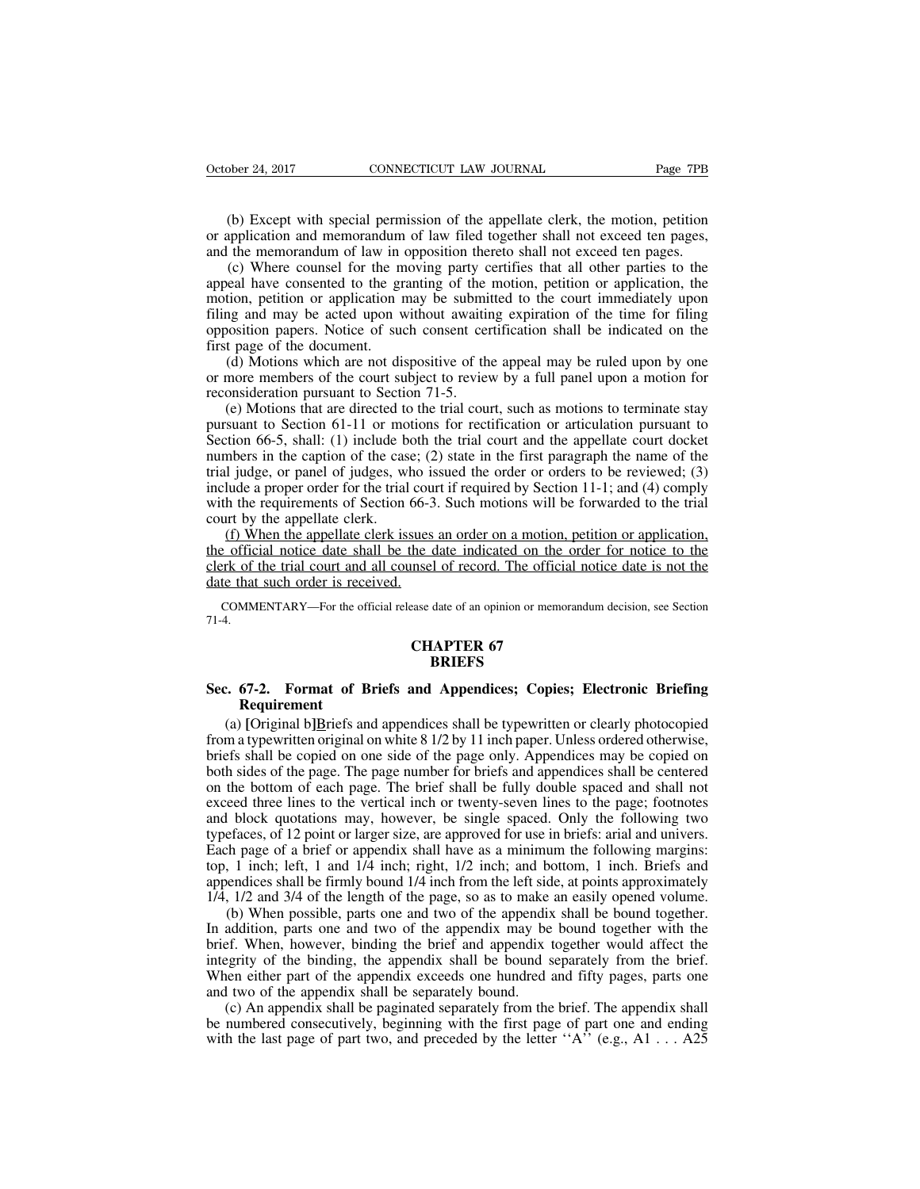(b) Except with special permission of the appellate clerk, the motion, petition or application and memorandum of law filed together shall not exceed ten pages, and the memorandum of law in opposition thereto shall not exceed ten pages.

(c) Where counsel for the moving party certifies that all other parties to the appeal have consented to the granting of the motion, petition or application, the motion, petition or application may be submitted to the court immediately upon filing and may be acted upon without awaiting expiration of the time for filing opposition papers. Notice of such consent certification shall be indicated on the first page of the document.

(d) Motions which are not dispositive of the appeal may be ruled upon by one or more members of the court subject to review by a full panel upon a motion for reconsideration pursuant to Section 71-5.

(e) Motions that are directed to the trial court, such as motions to terminate stay pursuant to Section 61-11 or motions for rectification or articulation pursuant to Section 66-5, shall: (1) include both the trial court and the appellate court docket numbers in the caption of the case; (2) state in the first paragraph the name of the trial judge, or panel of judges, who issued the order or orders to be reviewed; (3) include a proper order for the trial court if required by Section 11-1; and (4) comply with the requirements of Section 66-3. Such motions will be forwarded to the trial court by the appellate clerk.

<u>(f) When the appellate clerk issues an order on a motion, petition or application, the official notice date shall be the date indicated on the order for notice to the clerk of the trial court and all counsel of record. The official notice date is not the date that such order is received.</u>

COMMENTARY—For the official release date of an opinion or memorandum decision, see Section 71-4.

## CHAPTER 67
## BRIEFS

### Sec. 67-2. Format of Briefs and Appendices; Copies; Electronic Briefing Requirement

(a) [Original b]<u>B</u>riefs and appendices shall be typewritten or clearly photocopied from a typewritten original on white 8 1/2 by 11 inch paper. Unless ordered otherwise, briefs shall be copied on one side of the page only. Appendices may be copied on both sides of the page. The page number for briefs and appendices shall be centered on the bottom of each page. The brief shall be fully double spaced and shall not exceed three lines to the vertical inch or twenty-seven lines to the page; footnotes and block quotations may, however, be single spaced. Only the following two typefaces, of 12 point or larger size, are approved for use in briefs: arial and univers. Each page of a brief or appendix shall have as a minimum the following margins: top, 1 inch; left, 1 and 1/4 inch; right, 1/2 inch; and bottom, 1 inch. Briefs and appendices shall be firmly bound 1/4 inch from the left side, at points approximately 1/4, 1/2 and 3/4 of the length of the page, so as to make an easily opened volume.

(b) When possible, parts one and two of the appendix shall be bound together. In addition, parts one and two of the appendix may be bound together with the brief. When, however, binding the brief and appendix together would affect the integrity of the binding, the appendix shall be bound separately from the brief. When either part of the appendix exceeds one hundred and fifty pages, parts one and two of the appendix shall be separately bound.

(c) An appendix shall be paginated separately from the brief. The appendix shall be numbered consecutively, beginning with the first page of part one and ending with the last page of part two, and preceded by the letter ''A'' (e.g., A1 . . . A25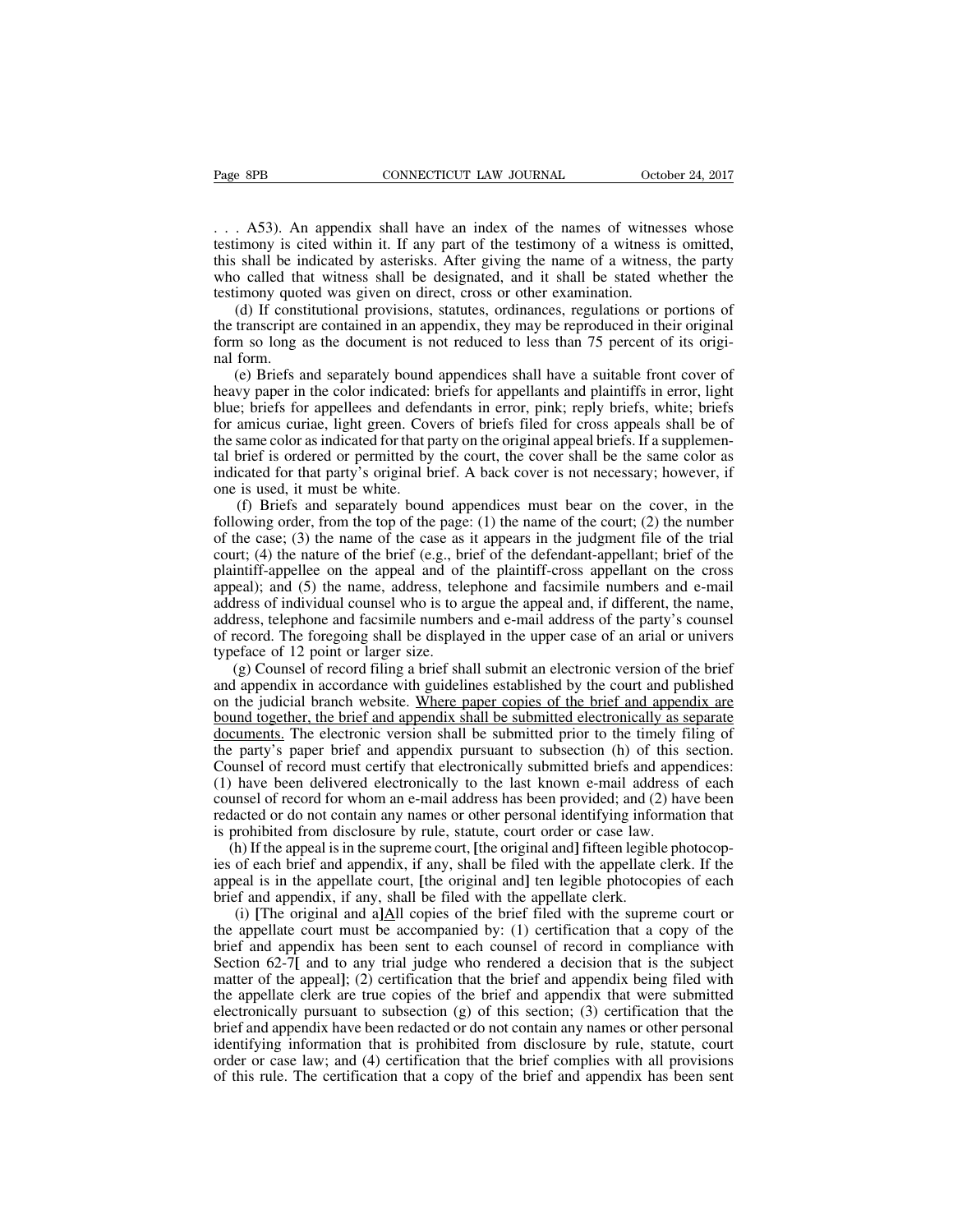. . . A53). An appendix shall have an index of the names of witnesses whose testimony is cited within it. If any part of the testimony of a witness is omitted, this shall be indicated by asterisks. After giving the name of a witness, the party who called that witness shall be designated, and it shall be stated whether the testimony quoted was given on direct, cross or other examination.

(d) If constitutional provisions, statutes, ordinances, regulations or portions of the transcript are contained in an appendix, they may be reproduced in their original form so long as the document is not reduced to less than 75 percent of its original form.

(e) Briefs and separately bound appendices shall have a suitable front cover of heavy paper in the color indicated: briefs for appellants and plaintiffs in error, light blue; briefs for appellees and defendants in error, pink; reply briefs, white; briefs for amicus curiae, light green. Covers of briefs filed for cross appeals shall be of the same color as indicated for that party on the original appeal briefs. If a supplemental brief is ordered or permitted by the court, the cover shall be the same color as indicated for that party's original brief. A back cover is not necessary; however, if one is used, it must be white.

(f) Briefs and separately bound appendices must bear on the cover, in the following order, from the top of the page: (1) the name of the court; (2) the number of the case; (3) the name of the case as it appears in the judgment file of the trial court; (4) the nature of the brief (e.g., brief of the defendant-appellant; brief of the plaintiff-appellee on the appeal and of the plaintiff-cross appellant on the cross appeal); and (5) the name, address, telephone and facsimile numbers and e-mail address of individual counsel who is to argue the appeal and, if different, the name, address, telephone and facsimile numbers and e-mail address of the party's counsel of record. The foregoing shall be displayed in the upper case of an arial or univers typeface of 12 point or larger size.

(g) Counsel of record filing a brief shall submit an electronic version of the brief and appendix in accordance with guidelines established by the court and published on the judicial branch website. <u>Where paper copies of the brief and appendix are bound together, the brief and appendix shall be submitted electronically as separate documents.</u> The electronic version shall be submitted prior to the timely filing of the party's paper brief and appendix pursuant to subsection (h) of this section. Counsel of record must certify that electronically submitted briefs and appendices: (1) have been delivered electronically to the last known e-mail address of each counsel of record for whom an e-mail address has been provided; and (2) have been redacted or do not contain any names or other personal identifying information that is prohibited from disclosure by rule, statute, court order or case law.

(h) If the appeal is in the supreme court, **[**the original and**]** fifteen legible photocopies of each brief and appendix, if any, shall be filed with the appellate clerk. If the appeal is in the appellate court, **[**the original and**]** ten legible photocopies of each brief and appendix, if any, shall be filed with the appellate clerk.

(i) **[**The original and a**]**<u>A</u>ll copies of the brief filed with the supreme court or the appellate court must be accompanied by: (1) certification that a copy of the brief and appendix has been sent to each counsel of record in compliance with Section 62-7**[** and to any trial judge who rendered a decision that is the subject matter of the appeal**]**; (2) certification that the brief and appendix being filed with the appellate clerk are true copies of the brief and appendix that were submitted electronically pursuant to subsection (g) of this section; (3) certification that the brief and appendix have been redacted or do not contain any names or other personal identifying information that is prohibited from disclosure by rule, statute, court order or case law; and (4) certification that the brief complies with all provisions of this rule. The certification that a copy of the brief and appendix has been sent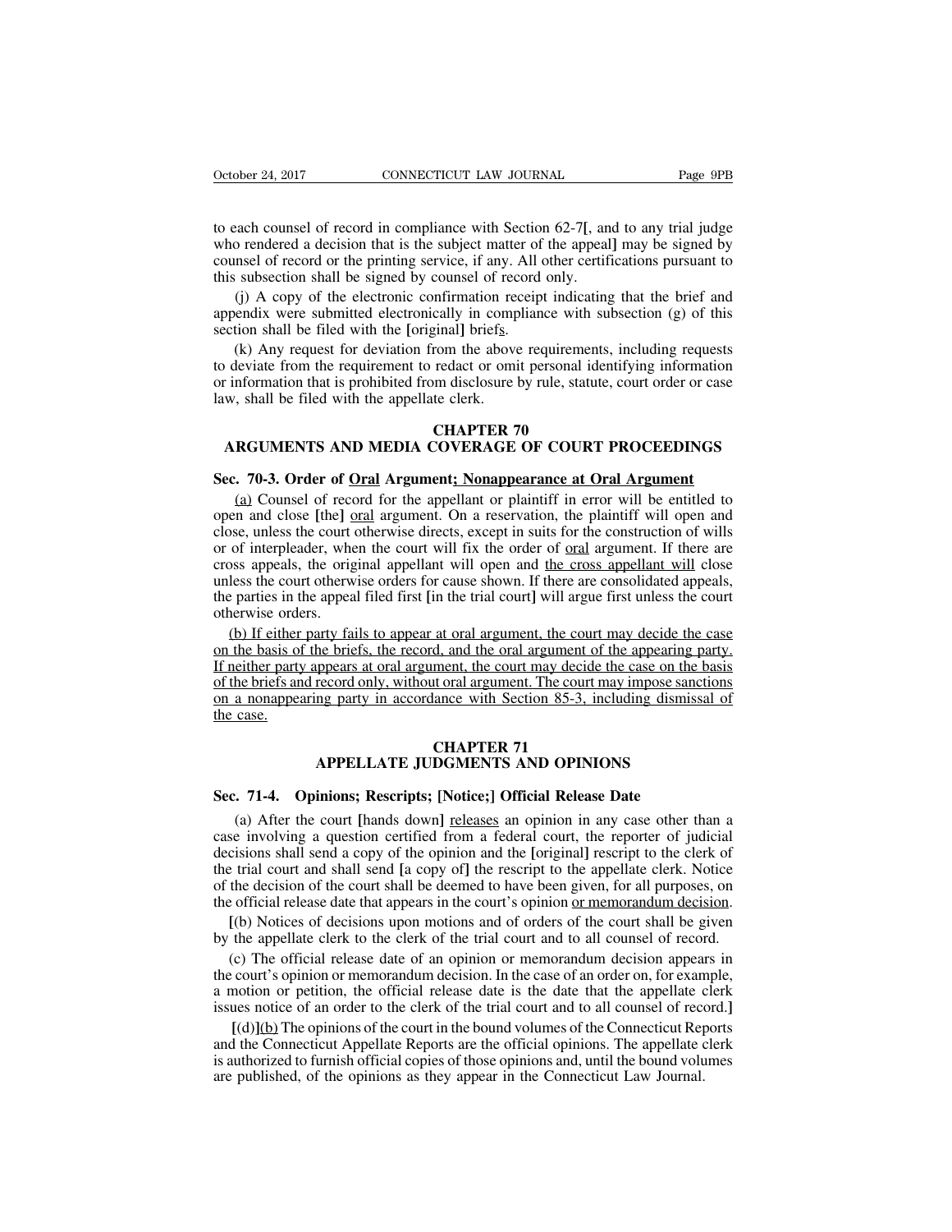to each counsel of record in compliance with Section 62-7[, and to any trial judge who rendered a decision that is the subject matter of the appeal] may be signed by counsel of record or the printing service, if any. All other certifications pursuant to this subsection shall be signed by counsel of record only.

(j) A copy of the electronic confirmation receipt indicating that the brief and appendix were submitted electronically in compliance with subsection (g) of this section shall be filed with the [original] brief<u>s</u>.

(k) Any request for deviation from the above requirements, including requests to deviate from the requirement to redact or omit personal identifying information or information that is prohibited from disclosure by rule, statute, court order or case law, shall be filed with the appellate clerk.

## CHAPTER 70
## ARGUMENTS AND MEDIA COVERAGE OF COURT PROCEEDINGS

### Sec. 70-3. Order of <u>Oral</u> Argument<u>; Nonappearance at Oral Argument</u>

<u>(a)</u> Counsel of record for the appellant or plaintiff in error will be entitled to open and close [the] <u>oral</u> argument. On a reservation, the plaintiff will open and close, unless the court otherwise directs, except in suits for the construction of wills or of interpleader, when the court will fix the order of <u>oral</u> argument. If there are cross appeals, the original appellant will open and <u>the cross appellant will</u> close unless the court otherwise orders for cause shown. If there are consolidated appeals, the parties in the appeal filed first [in the trial court] will argue first unless the court otherwise orders.

<u>(b) If either party fails to appear at oral argument, the court may decide the case on the basis of the briefs, the record, and the oral argument of the appearing party. If neither party appears at oral argument, the court may decide the case on the basis of the briefs and record only, without oral argument. The court may impose sanctions on a nonappearing party in accordance with Section 85-3, including dismissal of the case.</u>

## CHAPTER 71
## APPELLATE JUDGMENTS AND OPINIONS

### Sec. 71-4. Opinions; Rescripts; [Notice;] Official Release Date

(a) After the court [hands down] <u>releases</u> an opinion in any case other than a case involving a question certified from a federal court, the reporter of judicial decisions shall send a copy of the opinion and the [original] rescript to the clerk of the trial court and shall send [a copy of] the rescript to the appellate clerk. Notice of the decision of the court shall be deemed to have been given, for all purposes, on the official release date that appears in the court's opinion <u>or memorandum decision</u>.

[(b) Notices of decisions upon motions and of orders of the court shall be given by the appellate clerk to the clerk of the trial court and to all counsel of record.

(c) The official release date of an opinion or memorandum decision appears in the court's opinion or memorandum decision. In the case of an order on, for example, a motion or petition, the official release date is the date that the appellate clerk issues notice of an order to the clerk of the trial court and to all counsel of record.]

[(d)]<u>(b)</u> The opinions of the court in the bound volumes of the Connecticut Reports and the Connecticut Appellate Reports are the official opinions. The appellate clerk is authorized to furnish official copies of those opinions and, until the bound volumes are published, of the opinions as they appear in the Connecticut Law Journal.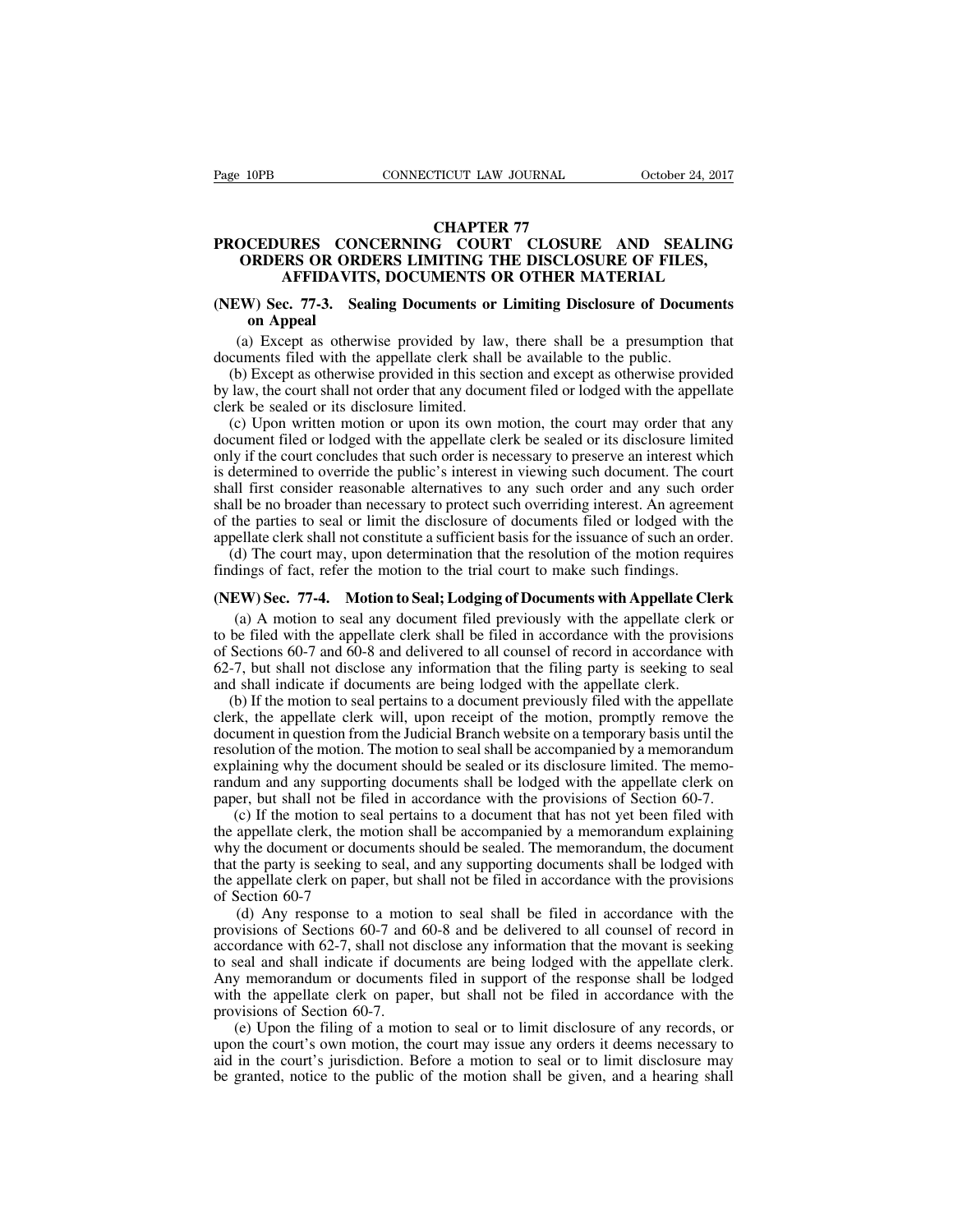# CHAPTER 77

## PROCEDURES CONCERNING COURT CLOSURE AND SEALING ORDERS OR ORDERS LIMITING THE DISCLOSURE OF FILES, AFFIDAVITS, DOCUMENTS OR OTHER MATERIAL

### (NEW) Sec. 77-3. Sealing Documents or Limiting Disclosure of Documents on Appeal

(a) Except as otherwise provided by law, there shall be a presumption that documents filed with the appellate clerk shall be available to the public.

(b) Except as otherwise provided in this section and except as otherwise provided by law, the court shall not order that any document filed or lodged with the appellate clerk be sealed or its disclosure limited.

(c) Upon written motion or upon its own motion, the court may order that any document filed or lodged with the appellate clerk be sealed or its disclosure limited only if the court concludes that such order is necessary to preserve an interest which is determined to override the public's interest in viewing such document. The court shall first consider reasonable alternatives to any such order and any such order shall be no broader than necessary to protect such overriding interest. An agreement of the parties to seal or limit the disclosure of documents filed or lodged with the appellate clerk shall not constitute a sufficient basis for the issuance of such an order.

(d) The court may, upon determination that the resolution of the motion requires findings of fact, refer the motion to the trial court to make such findings.

### (NEW) Sec. 77-4. Motion to Seal; Lodging of Documents with Appellate Clerk

(a) A motion to seal any document filed previously with the appellate clerk or to be filed with the appellate clerk shall be filed in accordance with the provisions of Sections 60-7 and 60-8 and delivered to all counsel of record in accordance with 62-7, but shall not disclose any information that the filing party is seeking to seal and shall indicate if documents are being lodged with the appellate clerk.

(b) If the motion to seal pertains to a document previously filed with the appellate clerk, the appellate clerk will, upon receipt of the motion, promptly remove the document in question from the Judicial Branch website on a temporary basis until the resolution of the motion. The motion to seal shall be accompanied by a memorandum explaining why the document should be sealed or its disclosure limited. The memorandum and any supporting documents shall be lodged with the appellate clerk on paper, but shall not be filed in accordance with the provisions of Section 60-7.

(c) If the motion to seal pertains to a document that has not yet been filed with the appellate clerk, the motion shall be accompanied by a memorandum explaining why the document or documents should be sealed. The memorandum, the document that the party is seeking to seal, and any supporting documents shall be lodged with the appellate clerk on paper, but shall not be filed in accordance with the provisions of Section 60-7

(d) Any response to a motion to seal shall be filed in accordance with the provisions of Sections 60-7 and 60-8 and be delivered to all counsel of record in accordance with 62-7, shall not disclose any information that the movant is seeking to seal and shall indicate if documents are being lodged with the appellate clerk. Any memorandum or documents filed in support of the response shall be lodged with the appellate clerk on paper, but shall not be filed in accordance with the provisions of Section 60-7.

(e) Upon the filing of a motion to seal or to limit disclosure of any records, or upon the court's own motion, the court may issue any orders it deems necessary to aid in the court's jurisdiction. Before a motion to seal or to limit disclosure may be granted, notice to the public of the motion shall be given, and a hearing shall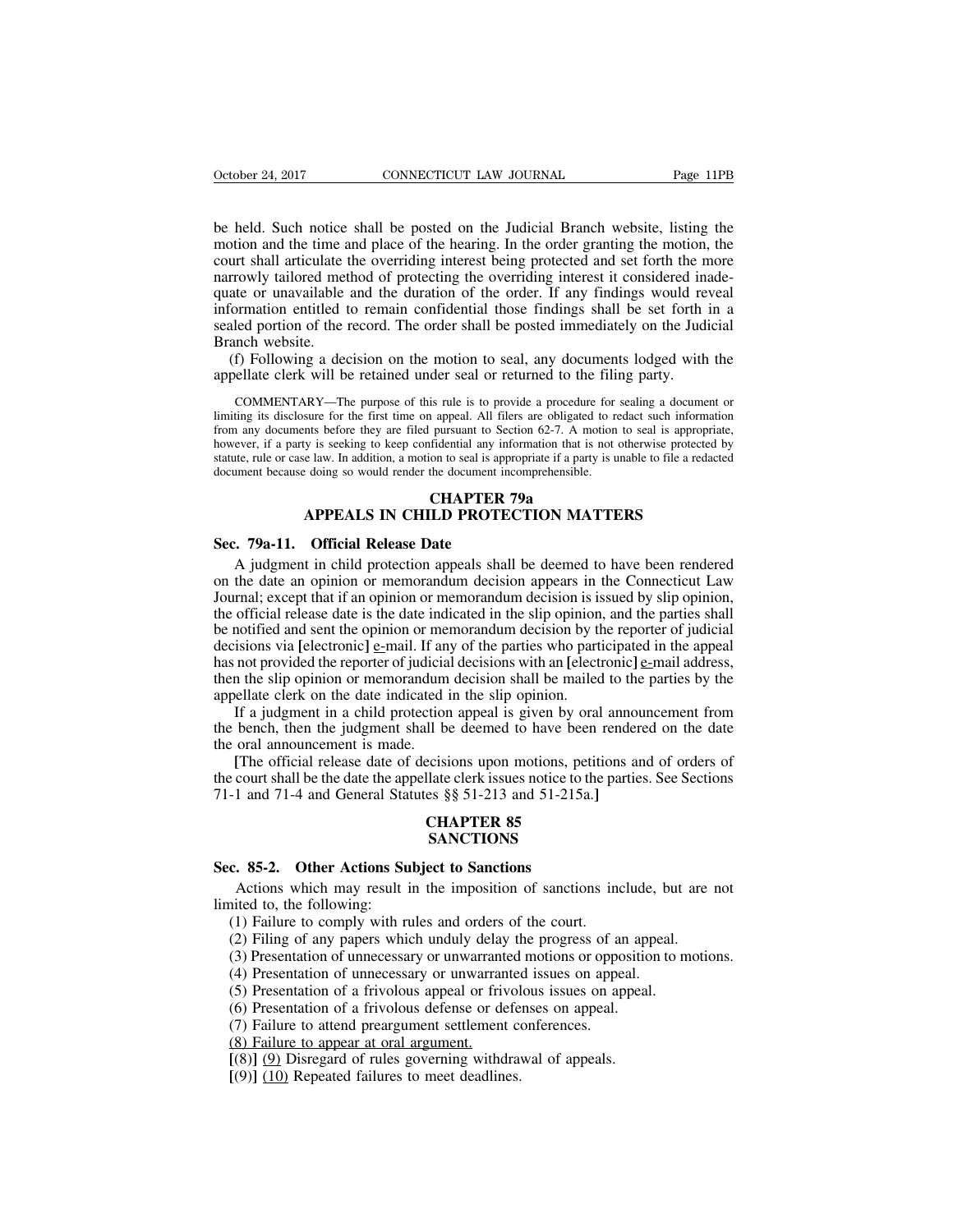be held. Such notice shall be posted on the Judicial Branch website, listing the motion and the time and place of the hearing. In the order granting the motion, the court shall articulate the overriding interest being protected and set forth the more narrowly tailored method of protecting the overriding interest it considered inadequate or unavailable and the duration of the order. If any findings would reveal information entitled to remain confidential those findings shall be set forth in a sealed portion of the record. The order shall be posted immediately on the Judicial Branch website.

(f) Following a decision on the motion to seal, any documents lodged with the appellate clerk will be retained under seal or returned to the filing party.

COMMENTARY—The purpose of this rule is to provide a procedure for sealing a document or limiting its disclosure for the first time on appeal. All filers are obligated to redact such information from any documents before they are filed pursuant to Section 62-7. A motion to seal is appropriate, however, if a party is seeking to keep confidential any information that is not otherwise protected by statute, rule or case law. In addition, a motion to seal is appropriate if a party is unable to file a redacted document because doing so would render the document incomprehensible.

## CHAPTER 79a
## APPEALS IN CHILD PROTECTION MATTERS

### Sec. 79a-11. Official Release Date

A judgment in child protection appeals shall be deemed to have been rendered on the date an opinion or memorandum decision appears in the Connecticut Law Journal; except that if an opinion or memorandum decision is issued by slip opinion, the official release date is the date indicated in the slip opinion, and the parties shall be notified and sent the opinion or memorandum decision by the reporter of judicial decisions via [electronic] e-mail. If any of the parties who participated in the appeal has not provided the reporter of judicial decisions with an [electronic] e-mail address, then the slip opinion or memorandum decision shall be mailed to the parties by the appellate clerk on the date indicated in the slip opinion.

If a judgment in a child protection appeal is given by oral announcement from the bench, then the judgment shall be deemed to have been rendered on the date the oral announcement is made.

[The official release date of decisions upon motions, petitions and of orders of the court shall be the date the appellate clerk issues notice to the parties. See Sections 71-1 and 71-4 and General Statutes §§ 51-213 and 51-215a.]

## CHAPTER 85
## SANCTIONS

### Sec. 85-2. Other Actions Subject to Sanctions

Actions which may result in the imposition of sanctions include, but are not limited to, the following:

(1) Failure to comply with rules and orders of the court.
(2) Filing of any papers which unduly delay the progress of an appeal.
(3) Presentation of unnecessary or unwarranted motions or opposition to motions.
(4) Presentation of unnecessary or unwarranted issues on appeal.
(5) Presentation of a frivolous appeal or frivolous issues on appeal.
(6) Presentation of a frivolous defense or defenses on appeal.
(7) Failure to attend preargument settlement conferences.
(8) Failure to appear at oral argument.
[(8)] (9) Disregard of rules governing withdrawal of appeals.
[(9)] (10) Repeated failures to meet deadlines.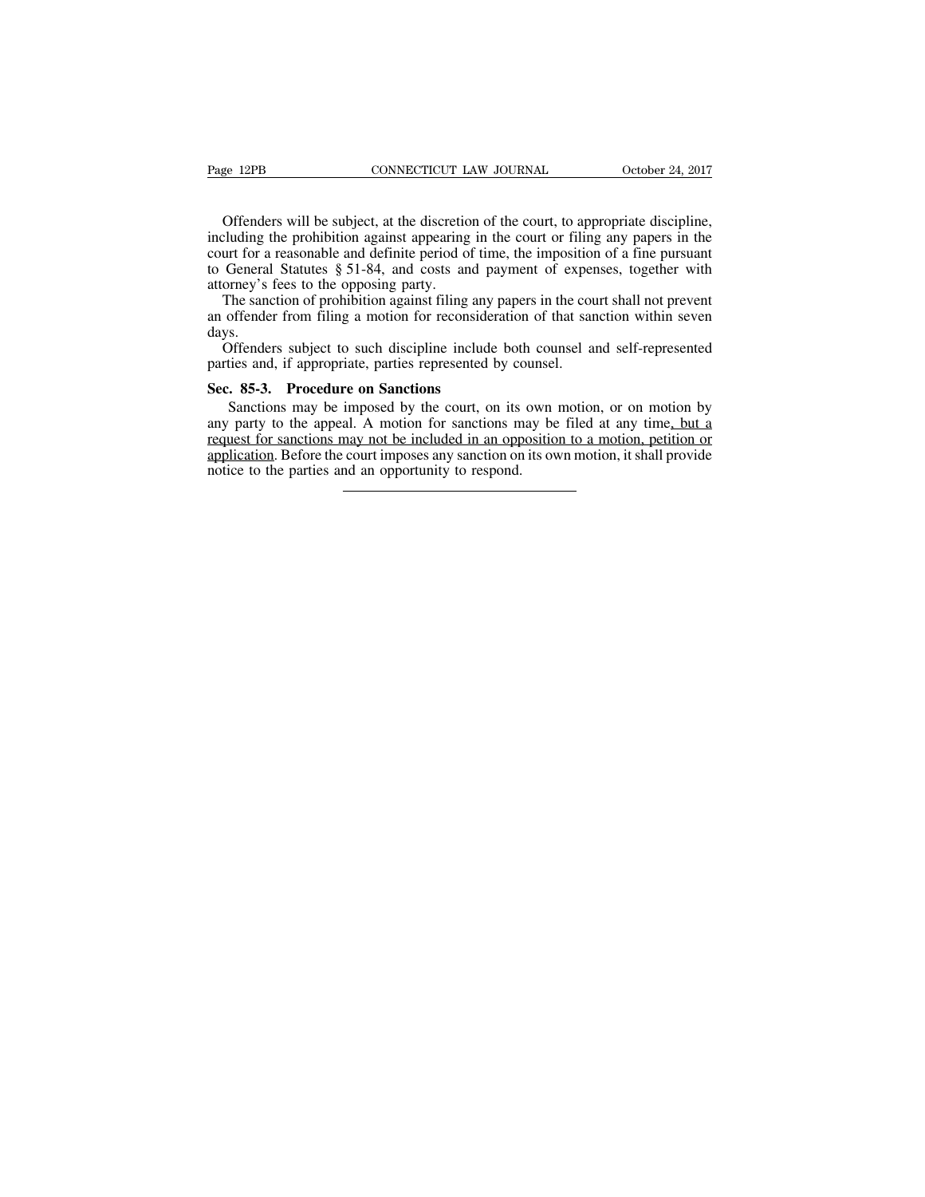Offenders will be subject, at the discretion of the court, to appropriate discipline, including the prohibition against appearing in the court or filing any papers in the court for a reasonable and definite period of time, the imposition of a fine pursuant to General Statutes § 51-84, and costs and payment of expenses, together with attorney's fees to the opposing party.

The sanction of prohibition against filing any papers in the court shall not prevent an offender from filing a motion for reconsideration of that sanction within seven days.

Offenders subject to such discipline include both counsel and self-represented parties and, if appropriate, parties represented by counsel.

**Sec. 85-3. Procedure on Sanctions**

Sanctions may be imposed by the court, on its own motion, or on motion by any party to the appeal. A motion for sanctions may be filed at any time<u>, but a request for sanctions may not be included in an opposition to a motion, petition or application</u>. Before the court imposes any sanction on its own motion, it shall provide notice to the parties and an opportunity to respond.